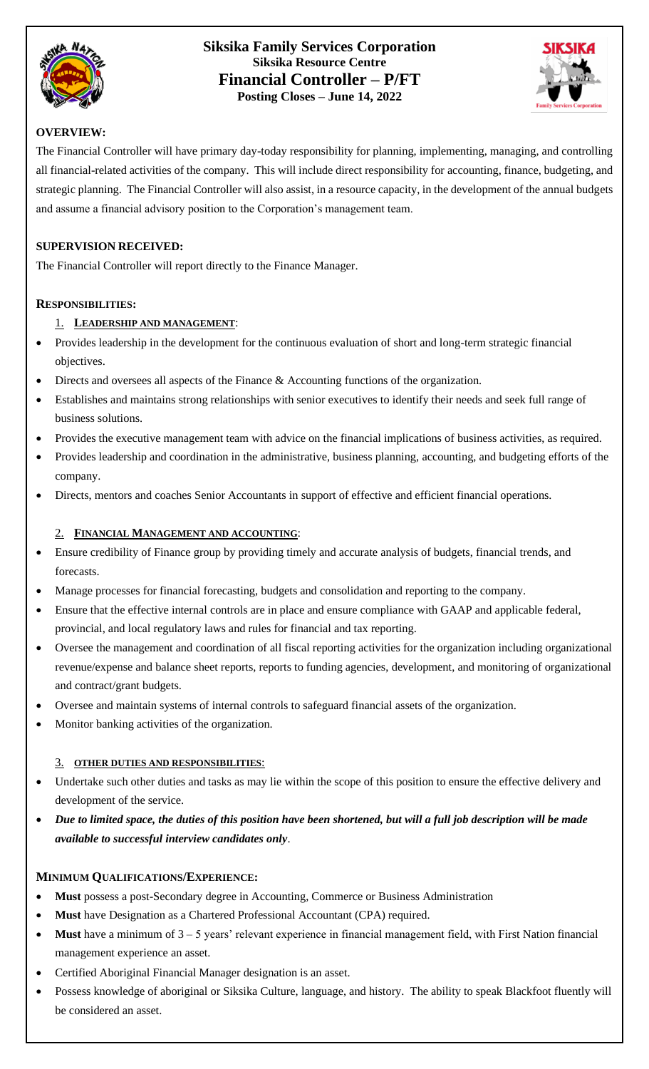# Siksika Family Services Corporation

**Siksika Resource Centre**

## Financial Controller – P/FT

**Posting Closes – June 14, 2022**

**OVERVIEW:**

The Financial Controller will have primary day-today responsibility for planning, implementing, managing, and controlling all financial-related activities of the company. This will include direct responsibility for accounting, finance, budgeting, and strategic planning. The Financial Controller will also assist, in a resource capacity, in the development of the annual budgets and assume a financial advisory position to the Corporation's management team.

**SUPERVISION RECEIVED:**

The Financial Controller will report directly to the Finance Manager.

**RESPONSIBILITIES:**

1. **LEADERSHIP AND MANAGEMENT**:

- Provides leadership in the development for the continuous evaluation of short and long-term strategic financial objectives.
- Directs and oversees all aspects of the Finance & Accounting functions of the organization.
- Establishes and maintains strong relationships with senior executives to identify their needs and seek full range of business solutions.
- Provides the executive management team with advice on the financial implications of business activities, as required.
- Provides leadership and coordination in the administrative, business planning, accounting, and budgeting efforts of the company.
- Directs, mentors and coaches Senior Accountants in support of effective and efficient financial operations.

2. **FINANCIAL MANAGEMENT AND ACCOUNTING**:

- Ensure credibility of Finance group by providing timely and accurate analysis of budgets, financial trends, and forecasts.
- Manage processes for financial forecasting, budgets and consolidation and reporting to the company.
- Ensure that the effective internal controls are in place and ensure compliance with GAAP and applicable federal, provincial, and local regulatory laws and rules for financial and tax reporting.
- Oversee the management and coordination of all fiscal reporting activities for the organization including organizational revenue/expense and balance sheet reports, reports to funding agencies, development, and monitoring of organizational and contract/grant budgets.
- Oversee and maintain systems of internal controls to safeguard financial assets of the organization.
- Monitor banking activities of the organization.

3. **OTHER DUTIES AND RESPONSIBILITIES**:

- Undertake such other duties and tasks as may lie within the scope of this position to ensure the effective delivery and development of the service.
- ***Due to limited space, the duties of this position have been shortened, but will a full job description will be made available to successful interview candidates only***.

**MINIMUM QUALIFICATIONS/EXPERIENCE:**

- **Must** possess a post-Secondary degree in Accounting, Commerce or Business Administration
- **Must** have Designation as a Chartered Professional Accountant (CPA) required.
- **Must** have a minimum of 3 – 5 years' relevant experience in financial management field, with First Nation financial management experience an asset.
- Certified Aboriginal Financial Manager designation is an asset.
- Possess knowledge of aboriginal or Siksika Culture, language, and history. The ability to speak Blackfoot fluently will be considered an asset.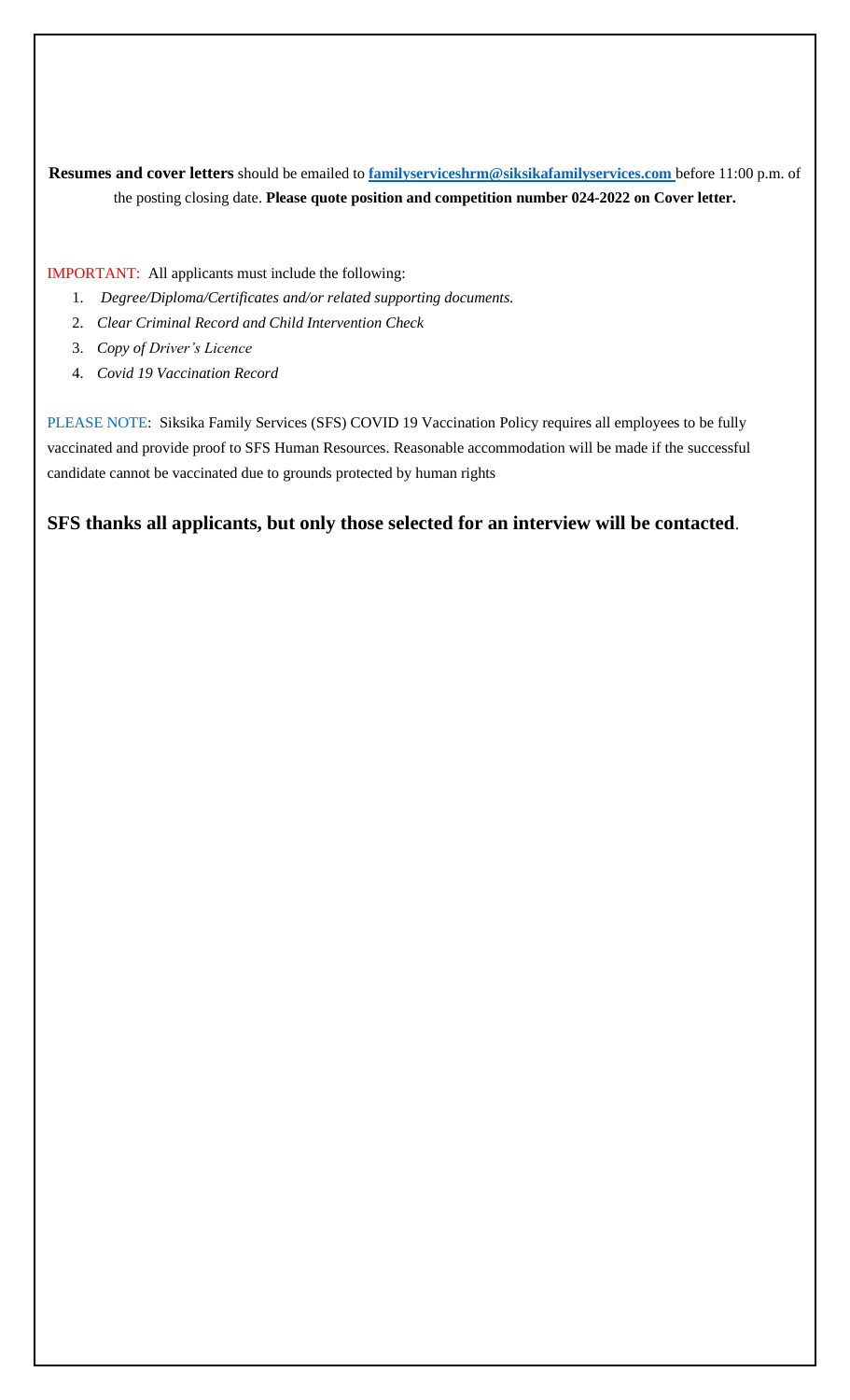**Resumes and cover letters** should be emailed to **[familyserviceshrm@siksikafamilyservices.com](mailto:familyserviceshrm@siksikafamilyservices.com)** before 11:00 p.m. of the posting closing date. **Please quote position and competition number 024-2022 on Cover letter.**

IMPORTANT: All applicants must include the following:

1. *Degree/Diploma/Certificates and/or related supporting documents.*
2. *Clear Criminal Record and Child Intervention Check*
3. *Copy of Driver's Licence*
4. *Covid 19 Vaccination Record*

PLEASE NOTE: Siksika Family Services (SFS) COVID 19 Vaccination Policy requires all employees to be fully vaccinated and provide proof to SFS Human Resources. Reasonable accommodation will be made if the successful candidate cannot be vaccinated due to grounds protected by human rights

**SFS thanks all applicants, but only those selected for an interview will be contacted**.